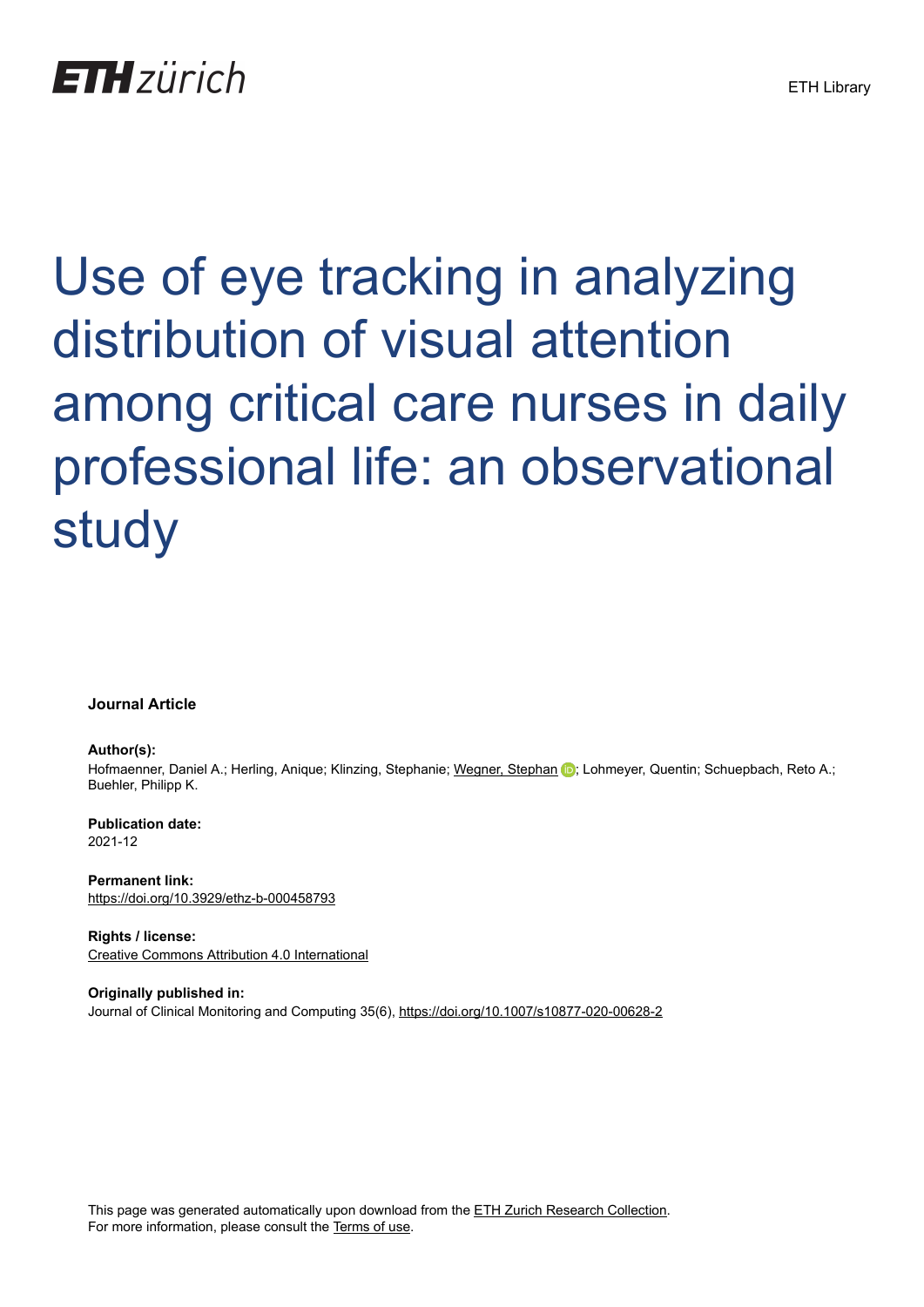ETH zürich

ETH Library

# Use of eye tracking in analyzing distribution of visual attention among critical care nurses in daily professional life: an observational study

**Journal Article**

**Author(s):**
Hofmaenner, Daniel A.; Herling, Anique; Klinzing, Stephanie; Wegner, Stephan; Lohmeyer, Quentin; Schuepbach, Reto A.; Buehler, Philipp K.

**Publication date:**
2021-12

**Permanent link:**
https://doi.org/10.3929/ethz-b-000458793

**Rights / license:**
Creative Commons Attribution 4.0 International

**Originally published in:**
Journal of Clinical Monitoring and Computing 35(6), https://doi.org/10.1007/s10877-020-00628-2

This page was generated automatically upon download from the ETH Zurich Research Collection.
For more information, please consult the Terms of use.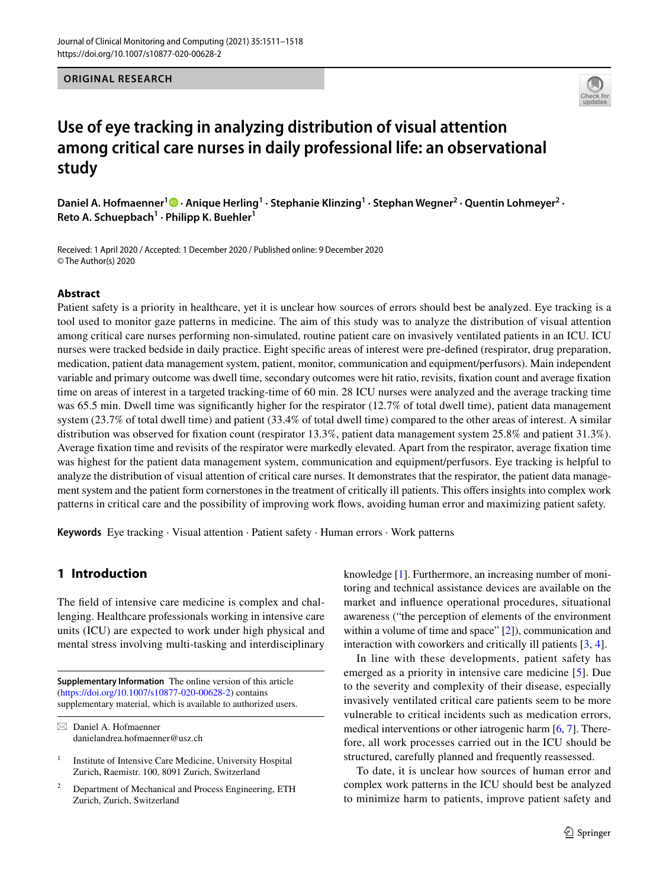# Use of eye tracking in analyzing distribution of visual attention among critical care nurses in daily professional life: an observational study

**Daniel A. Hofmaenner[1] · Anique Herling[1] · Stephanie Klinzing[1] · Stephan Wegner[2] · Quentin Lohmeyer[2] · Reto A. Schuepbach[1] · Philipp K. Buehler[1]**

Received: 1 April 2020 / Accepted: 1 December 2020 / Published online: 9 December 2020
© The Author(s) 2020

## Abstract

Patient safety is a priority in healthcare, yet it is unclear how sources of errors should best be analyzed. Eye tracking is a tool used to monitor gaze patterns in medicine. The aim of this study was to analyze the distribution of visual attention among critical care nurses performing non-simulated, routine patient care on invasively ventilated patients in an ICU. ICU nurses were tracked bedside in daily practice. Eight specific areas of interest were pre-defined (respirator, drug preparation, medication, patient data management system, patient, monitor, communication and equipment/perfusors). Main independent variable and primary outcome was dwell time, secondary outcomes were hit ratio, revisits, fixation count and average fixation time on areas of interest in a targeted tracking-time of 60 min. 28 ICU nurses were analyzed and the average tracking time was 65.5 min. Dwell time was significantly higher for the respirator (12.7% of total dwell time), patient data management system (23.7% of total dwell time) and patient (33.4% of total dwell time) compared to the other areas of interest. A similar distribution was observed for fixation count (respirator 13.3%, patient data management system 25.8% and patient 31.3%). Average fixation time and revisits of the respirator were markedly elevated. Apart from the respirator, average fixation time was highest for the patient data management system, communication and equipment/perfusors. Eye tracking is helpful to analyze the distribution of visual attention of critical care nurses. It demonstrates that the respirator, the patient data management system and the patient form cornerstones in the treatment of critically ill patients. This offers insights into complex work patterns in critical care and the possibility of improving work flows, avoiding human error and maximizing patient safety.

**Keywords** Eye tracking · Visual attention · Patient safety · Human errors · Work patterns

## 1 Introduction

The field of intensive care medicine is complex and challenging. Healthcare professionals working in intensive care units (ICU) are expected to work under high physical and mental stress involving multi-tasking and interdisciplinary knowledge [1]. Furthermore, an increasing number of monitoring and technical assistance devices are available on the market and influence operational procedures, situational awareness ("the perception of elements of the environment within a volume of time and space" [2]), communication and interaction with coworkers and critically ill patients [3, 4].

In line with these developments, patient safety has emerged as a priority in intensive care medicine [5]. Due to the severity and complexity of their disease, especially invasively ventilated critical care patients seem to be more vulnerable to critical incidents such as medication errors, medical interventions or other iatrogenic harm [6, 7]. Therefore, all work processes carried out in the ICU should be structured, carefully planned and frequently reassessed.

To date, it is unclear how sources of human error and complex work patterns in the ICU should best be analyzed to minimize harm to patients, improve patient safety and

---

**Supplementary Information** The online version of this article (https://doi.org/10.1007/s10877-020-00628-2) contains supplementary material, which is available to authorized users.

✉ Daniel A. Hofmaenner
danielandrea.hofmaenner@usz.ch

[1] Institute of Intensive Care Medicine, University Hospital Zurich, Raemistr. 100, 8091 Zurich, Switzerland

[2] Department of Mechanical and Process Engineering, ETH Zurich, Zurich, Switzerland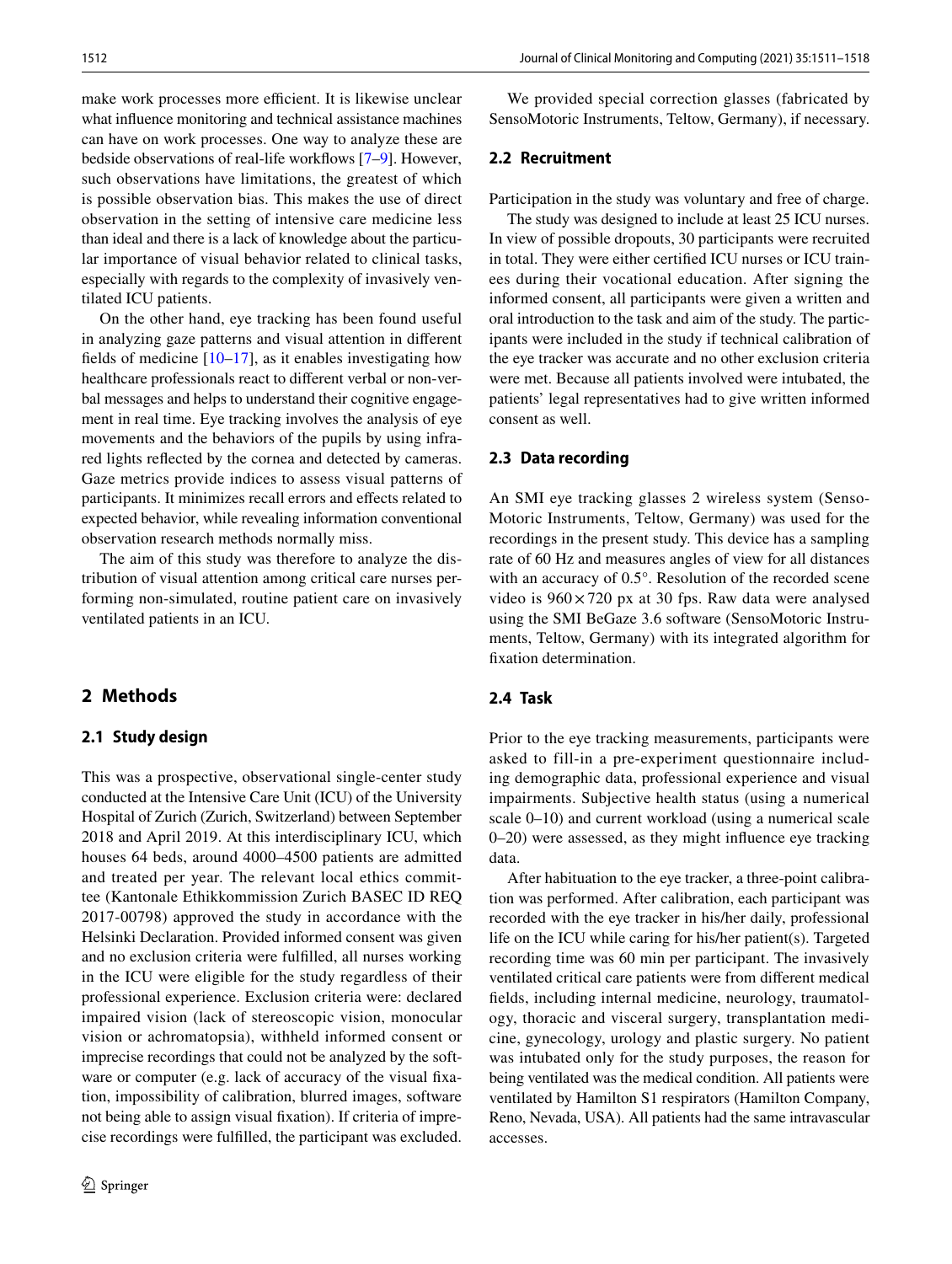make work processes more efficient. It is likewise unclear what influence monitoring and technical assistance machines can have on work processes. One way to analyze these are bedside observations of real-life workflows [7–9]. However, such observations have limitations, the greatest of which is possible observation bias. This makes the use of direct observation in the setting of intensive care medicine less than ideal and there is a lack of knowledge about the particular importance of visual behavior related to clinical tasks, especially with regards to the complexity of invasively ventilated ICU patients.

On the other hand, eye tracking has been found useful in analyzing gaze patterns and visual attention in different fields of medicine [10–17], as it enables investigating how healthcare professionals react to different verbal or non-verbal messages and helps to understand their cognitive engagement in real time. Eye tracking involves the analysis of eye movements and the behaviors of the pupils by using infrared lights reflected by the cornea and detected by cameras. Gaze metrics provide indices to assess visual patterns of participants. It minimizes recall errors and effects related to expected behavior, while revealing information conventional observation research methods normally miss.

The aim of this study was therefore to analyze the distribution of visual attention among critical care nurses performing non-simulated, routine patient care on invasively ventilated patients in an ICU.

## 2 Methods

### 2.1 Study design

This was a prospective, observational single-center study conducted at the Intensive Care Unit (ICU) of the University Hospital of Zurich (Zurich, Switzerland) between September 2018 and April 2019. At this interdisciplinary ICU, which houses 64 beds, around 4000–4500 patients are admitted and treated per year. The relevant local ethics committee (Kantonale Ethikkommission Zurich BASEC ID REQ 2017-00798) approved the study in accordance with the Helsinki Declaration. Provided informed consent was given and no exclusion criteria were fulfilled, all nurses working in the ICU were eligible for the study regardless of their professional experience. Exclusion criteria were: declared impaired vision (lack of stereoscopic vision, monocular vision or achromatopsia), withheld informed consent or imprecise recordings that could not be analyzed by the software or computer (e.g. lack of accuracy of the visual fixation, impossibility of calibration, blurred images, software not being able to assign visual fixation). If criteria of imprecise recordings were fulfilled, the participant was excluded.

We provided special correction glasses (fabricated by SensoMotoric Instruments, Teltow, Germany), if necessary.

### 2.2 Recruitment

Participation in the study was voluntary and free of charge.

The study was designed to include at least 25 ICU nurses. In view of possible dropouts, 30 participants were recruited in total. They were either certified ICU nurses or ICU trainees during their vocational education. After signing the informed consent, all participants were given a written and oral introduction to the task and aim of the study. The participants were included in the study if technical calibration of the eye tracker was accurate and no other exclusion criteria were met. Because all patients involved were intubated, the patients' legal representatives had to give written informed consent as well.

### 2.3 Data recording

An SMI eye tracking glasses 2 wireless system (SensoMotoric Instruments, Teltow, Germany) was used for the recordings in the present study. This device has a sampling rate of 60 Hz and measures angles of view for all distances with an accuracy of 0.5°. Resolution of the recorded scene video is $960 \times 720$ px at 30 fps. Raw data were analysed using the SMI BeGaze 3.6 software (SensoMotoric Instruments, Teltow, Germany) with its integrated algorithm for fixation determination.

### 2.4 Task

Prior to the eye tracking measurements, participants were asked to fill-in a pre-experiment questionnaire including demographic data, professional experience and visual impairments. Subjective health status (using a numerical scale 0–10) and current workload (using a numerical scale 0–20) were assessed, as they might influence eye tracking data.

After habituation to the eye tracker, a three-point calibration was performed. After calibration, each participant was recorded with the eye tracker in his/her daily, professional life on the ICU while caring for his/her patient(s). Targeted recording time was 60 min per participant. The invasively ventilated critical care patients were from different medical fields, including internal medicine, neurology, traumatology, thoracic and visceral surgery, transplantation medicine, gynecology, urology and plastic surgery. No patient was intubated only for the study purposes, the reason for being ventilated was the medical condition. All patients were ventilated by Hamilton S1 respirators (Hamilton Company, Reno, Nevada, USA). All patients had the same intravascular accesses.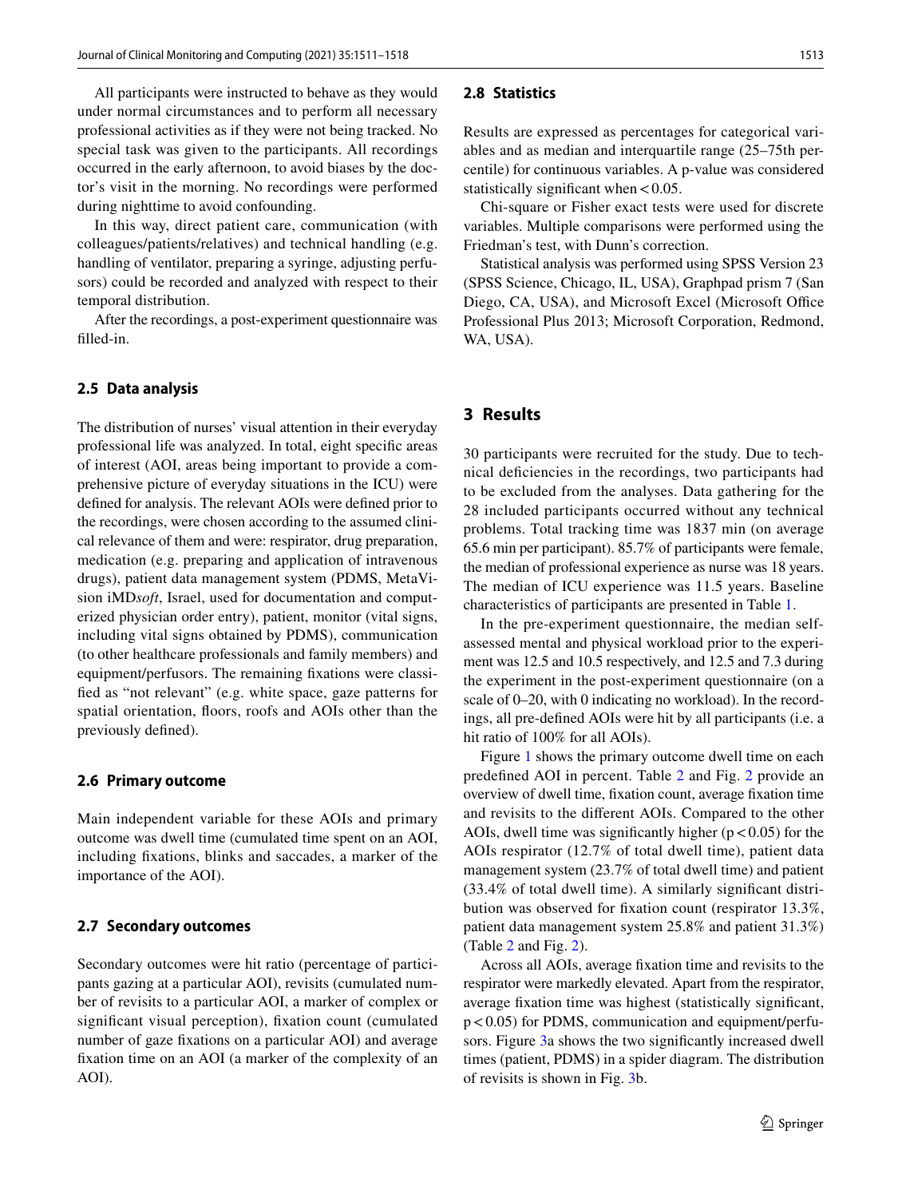All participants were instructed to behave as they would under normal circumstances and to perform all necessary professional activities as if they were not being tracked. No special task was given to the participants. All recordings occurred in the early afternoon, to avoid biases by the doctor's visit in the morning. No recordings were performed during nighttime to avoid confounding.

In this way, direct patient care, communication (with colleagues/patients/relatives) and technical handling (e.g. handling of ventilator, preparing a syringe, adjusting perfusors) could be recorded and analyzed with respect to their temporal distribution.

After the recordings, a post-experiment questionnaire was filled-in.

### 2.5 Data analysis

The distribution of nurses' visual attention in their everyday professional life was analyzed. In total, eight specific areas of interest (AOI, areas being important to provide a comprehensive picture of everyday situations in the ICU) were defined for analysis. The relevant AOIs were defined prior to the recordings, were chosen according to the assumed clinical relevance of them and were: respirator, drug preparation, medication (e.g. preparing and application of intravenous drugs), patient data management system (PDMS, MetaVision iMD*soft*, Israel, used for documentation and computerized physician order entry), patient, monitor (vital signs, including vital signs obtained by PDMS), communication (to other healthcare professionals and family members) and equipment/perfusors. The remaining fixations were classified as "not relevant" (e.g. white space, gaze patterns for spatial orientation, floors, roofs and AOIs other than the previously defined).

### 2.6 Primary outcome

Main independent variable for these AOIs and primary outcome was dwell time (cumulated time spent on an AOI, including fixations, blinks and saccades, a marker of the importance of the AOI).

### 2.7 Secondary outcomes

Secondary outcomes were hit ratio (percentage of participants gazing at a particular AOI), revisits (cumulated number of revisits to a particular AOI, a marker of complex or significant visual perception), fixation count (cumulated number of gaze fixations on a particular AOI) and average fixation time on an AOI (a marker of the complexity of an AOI).

### 2.8 Statistics

Results are expressed as percentages for categorical variables and as median and interquartile range (25–75th percentile) for continuous variables. A p-value was considered statistically significant when $<0.05$.

Chi-square or Fisher exact tests were used for discrete variables. Multiple comparisons were performed using the Friedman's test, with Dunn's correction.

Statistical analysis was performed using SPSS Version 23 (SPSS Science, Chicago, IL, USA), Graphpad prism 7 (San Diego, CA, USA), and Microsoft Excel (Microsoft Office Professional Plus 2013; Microsoft Corporation, Redmond, WA, USA).

## 3 Results

30 participants were recruited for the study. Due to technical deficiencies in the recordings, two participants had to be excluded from the analyses. Data gathering for the 28 included participants occurred without any technical problems. Total tracking time was 1837 min (on average 65.6 min per participant). 85.7% of participants were female, the median of professional experience as nurse was 18 years. The median of ICU experience was 11.5 years. Baseline characteristics of participants are presented in Table 1.

In the pre-experiment questionnaire, the median self-assessed mental and physical workload prior to the experiment was 12.5 and 10.5 respectively, and 12.5 and 7.3 during the experiment in the post-experiment questionnaire (on a scale of 0–20, with 0 indicating no workload). In the recordings, all pre-defined AOIs were hit by all participants (i.e. a hit ratio of 100% for all AOIs).

Figure 1 shows the primary outcome dwell time on each predefined AOI in percent. Table 2 and Fig. 2 provide an overview of dwell time, fixation count, average fixation time and revisits to the different AOIs. Compared to the other AOIs, dwell time was significantly higher ($p<0.05$) for the AOIs respirator (12.7% of total dwell time), patient data management system (23.7% of total dwell time) and patient (33.4% of total dwell time). A similarly significant distribution was observed for fixation count (respirator 13.3%, patient data management system 25.8% and patient 31.3%) (Table 2 and Fig. 2).

Across all AOIs, average fixation time and revisits to the respirator were markedly elevated. Apart from the respirator, average fixation time was highest (statistically significant, $p<0.05$) for PDMS, communication and equipment/perfusors. Figure 3a shows the two significantly increased dwell times (patient, PDMS) in a spider diagram. The distribution of revisits is shown in Fig. 3b.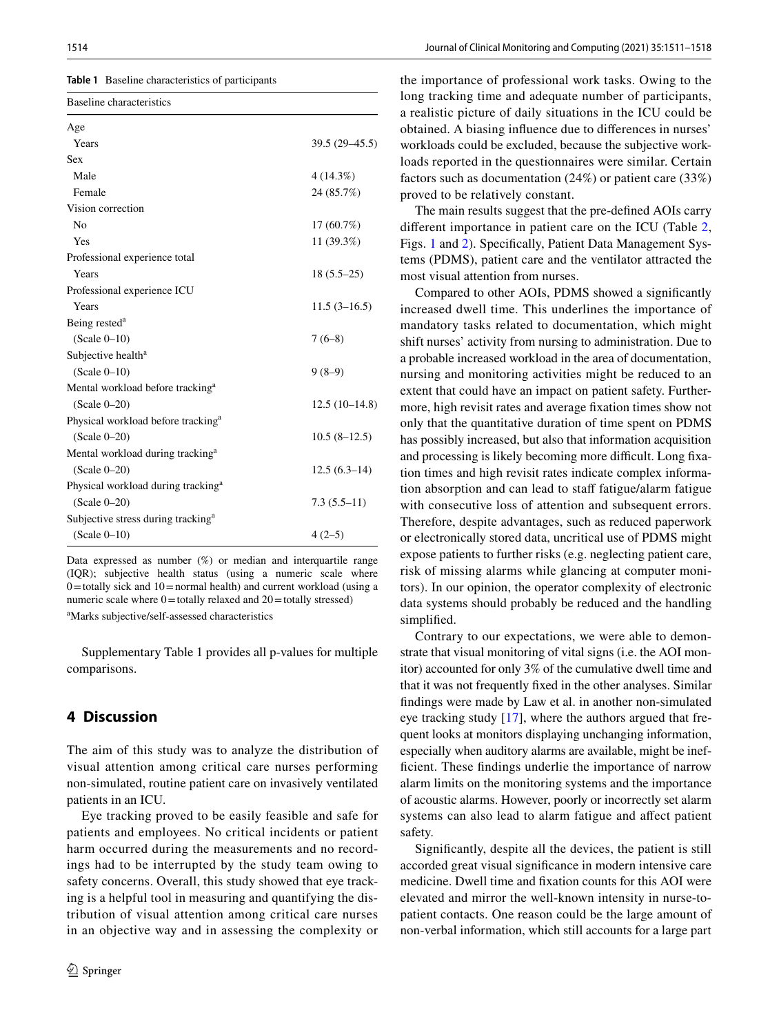**Table 1** Baseline characteristics of participants

| Baseline characteristics | |
|---|---|
| Age | |
| Years | 39.5 (29–45.5) |
| Sex | |
| Male | 4 (14.3%) |
| Female | 24 (85.7%) |
| Vision correction | |
| No | 17 (60.7%) |
| Yes | 11 (39.3%) |
| Professional experience total | |
| Years | 18 (5.5–25) |
| Professional experience ICU | |
| Years | 11.5 (3–16.5) |
| Being rested[a] | |
| (Scale 0–10) | 7 (6–8) |
| Subjective health[a] | |
| (Scale 0–10) | 9 (8–9) |
| Mental workload before tracking[a] | |
| (Scale 0–20) | 12.5 (10–14.8) |
| Physical workload before tracking[a] | |
| (Scale 0–20) | 10.5 (8–12.5) |
| Mental workload during tracking[a] | |
| (Scale 0–20) | 12.5 (6.3–14) |
| Physical workload during tracking[a] | |
| (Scale 0–20) | 7.3 (5.5–11) |
| Subjective stress during tracking[a] | |
| (Scale 0–10) | 4 (2–5) |

Data expressed as number (%) or median and interquartile range (IQR); subjective health status (using a numeric scale where 0 = totally sick and 10 = normal health) and current workload (using a numeric scale where 0 = totally relaxed and 20 = totally stressed)

[a]Marks subjective/self-assessed characteristics

Supplementary Table 1 provides all p-values for multiple comparisons.

## 4 Discussion

The aim of this study was to analyze the distribution of visual attention among critical care nurses performing non-simulated, routine patient care on invasively ventilated patients in an ICU.

Eye tracking proved to be easily feasible and safe for patients and employees. No critical incidents or patient harm occurred during the measurements and no recordings had to be interrupted by the study team owing to safety concerns. Overall, this study showed that eye tracking is a helpful tool in measuring and quantifying the distribution of visual attention among critical care nurses in an objective way and in assessing the complexity or the importance of professional work tasks. Owing to the long tracking time and adequate number of participants, a realistic picture of daily situations in the ICU could be obtained. A biasing influence due to differences in nurses' workloads could be excluded, because the subjective workloads reported in the questionnaires were similar. Certain factors such as documentation (24%) or patient care (33%) proved to be relatively constant.

The main results suggest that the pre-defined AOIs carry different importance in patient care on the ICU (Table 2, Figs. 1 and 2). Specifically, Patient Data Management Systems (PDMS), patient care and the ventilator attracted the most visual attention from nurses.

Compared to other AOIs, PDMS showed a significantly increased dwell time. This underlines the importance of mandatory tasks related to documentation, which might shift nurses' activity from nursing to administration. Due to a probable increased workload in the area of documentation, nursing and monitoring activities might be reduced to an extent that could have an impact on patient safety. Furthermore, high revisit rates and average fixation times show not only that the quantitative duration of time spent on PDMS has possibly increased, but also that information acquisition and processing is likely becoming more difficult. Long fixation times and high revisit rates indicate complex information absorption and can lead to staff fatigue/alarm fatigue with consecutive loss of attention and subsequent errors. Therefore, despite advantages, such as reduced paperwork or electronically stored data, uncritical use of PDMS might expose patients to further risks (e.g. neglecting patient care, risk of missing alarms while glancing at computer monitors). In our opinion, the operator complexity of electronic data systems should probably be reduced and the handling simplified.

Contrary to our expectations, we were able to demonstrate that visual monitoring of vital signs (i.e. the AOI monitor) accounted for only 3% of the cumulative dwell time and that it was not frequently fixed in the other analyses. Similar findings were made by Law et al. in another non-simulated eye tracking study [17], where the authors argued that frequent looks at monitors displaying unchanging information, especially when auditory alarms are available, might be inefficient. These findings underlie the importance of narrow alarm limits on the monitoring systems and the importance of acoustic alarms. However, poorly or incorrectly set alarm systems can also lead to alarm fatigue and affect patient safety.

Significantly, despite all the devices, the patient is still accorded great visual significance in modern intensive care medicine. Dwell time and fixation counts for this AOI were elevated and mirror the well-known intensity in nurse-to-patient contacts. One reason could be the large amount of non-verbal information, which still accounts for a large part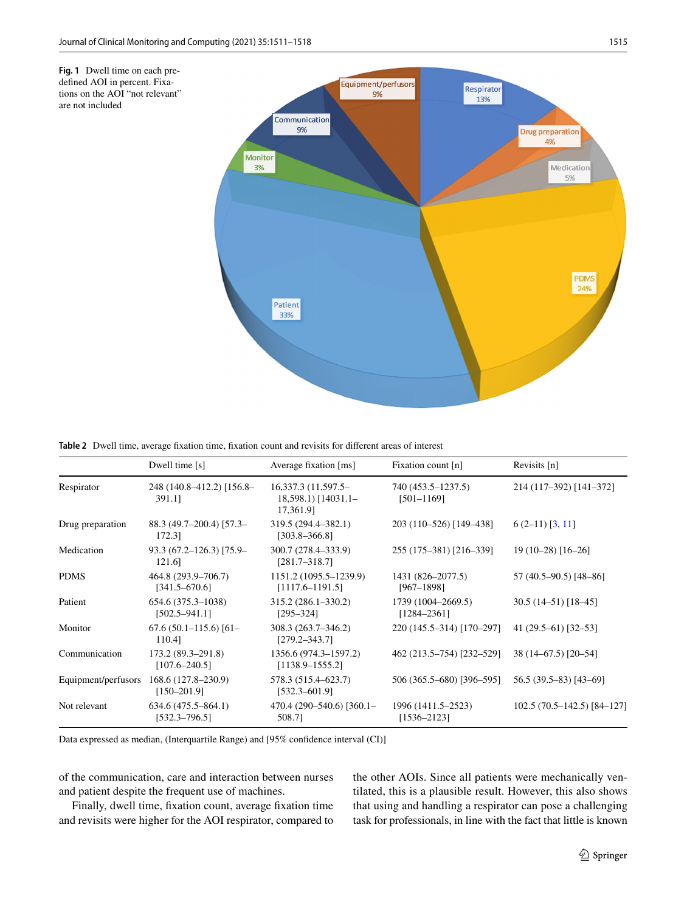**Fig. 1** Dwell time on each predefined AOI in percent. Fixations on the AOI "not relevant" are not included

**Table 2** Dwell time, average fixation time, fixation count and revisits for different areas of interest

| | Dwell time [s] | Average fixation [ms] | Fixation count [n] | Revisits [n] |
|---|---|---|---|---|
| Respirator | 248 (140.8–412.2) [156.8–391.1] | 16,337.3 (11,597.5–18,598.1) [14031.1–17,361.9] | 740 (453.5–1237.5) [501–1169] | 214 (117–392) [141–372] |
| Drug preparation | 88.3 (49.7–200.4) [57.3–172.3] | 319.5 (294.4–382.1) [303.8–366.8] | 203 (110–526) [149–438] | 6 (2–11) [3, 11] |
| Medication | 93.3 (67.2–126.3) [75.9–121.6] | 300.7 (278.4–333.9) [281.7–318.7] | 255 (175–381) [216–339] | 19 (10–28) [16–26] |
| PDMS | 464.8 (293.9–706.7) [341.5–670.6] | 1151.2 (1095.5–1239.9) [1117.6–1191.5] | 1431 (826–2077.5) [967–1898] | 57 (40.5–90.5) [48–86] |
| Patient | 654.6 (375.3–1038) [502.5–941.1] | 315.2 (286.1–330.2) [295–324] | 1739 (1004–2669.5) [1284–2361] | 30.5 (14–51) [18–45] |
| Monitor | 67.6 (50.1–115.6) [61–110.4] | 308.3 (263.7–346.2) [279.2–343.7] | 220 (145.5–314) [170–297] | 41 (29.5–61) [32–53] |
| Communication | 173.2 (89.3–291.8) [107.6–240.5] | 1356.6 (974.3–1597.2) [1138.9–1555.2] | 462 (213.5–754) [232–529] | 38 (14–67.5) [20–54] |
| Equipment/perfusors | 168.6 (127.8–230.9) [150–201.9] | 578.3 (515.4–623.7) [532.3–601.9] | 506 (365.5–680) [396–595] | 56.5 (39.5–83) [43–69] |
| Not relevant | 634.6 (475.5–864.1) [532.3–796.5] | 470.4 (290–540.6) [360.1–508.7] | 1996 (1411.5–2523) [1536–2123] | 102.5 (70.5–142.5) [84–127] |

Data expressed as median, (Interquartile Range) and [95% confidence interval (CI)]

of the communication, care and interaction between nurses and patient despite the frequent use of machines.

Finally, dwell time, fixation count, average fixation time and revisits were higher for the AOI respirator, compared to the other AOIs. Since all patients were mechanically ventilated, this is a plausible result. However, this also shows that using and handling a respirator can pose a challenging task for professionals, in line with the fact that little is known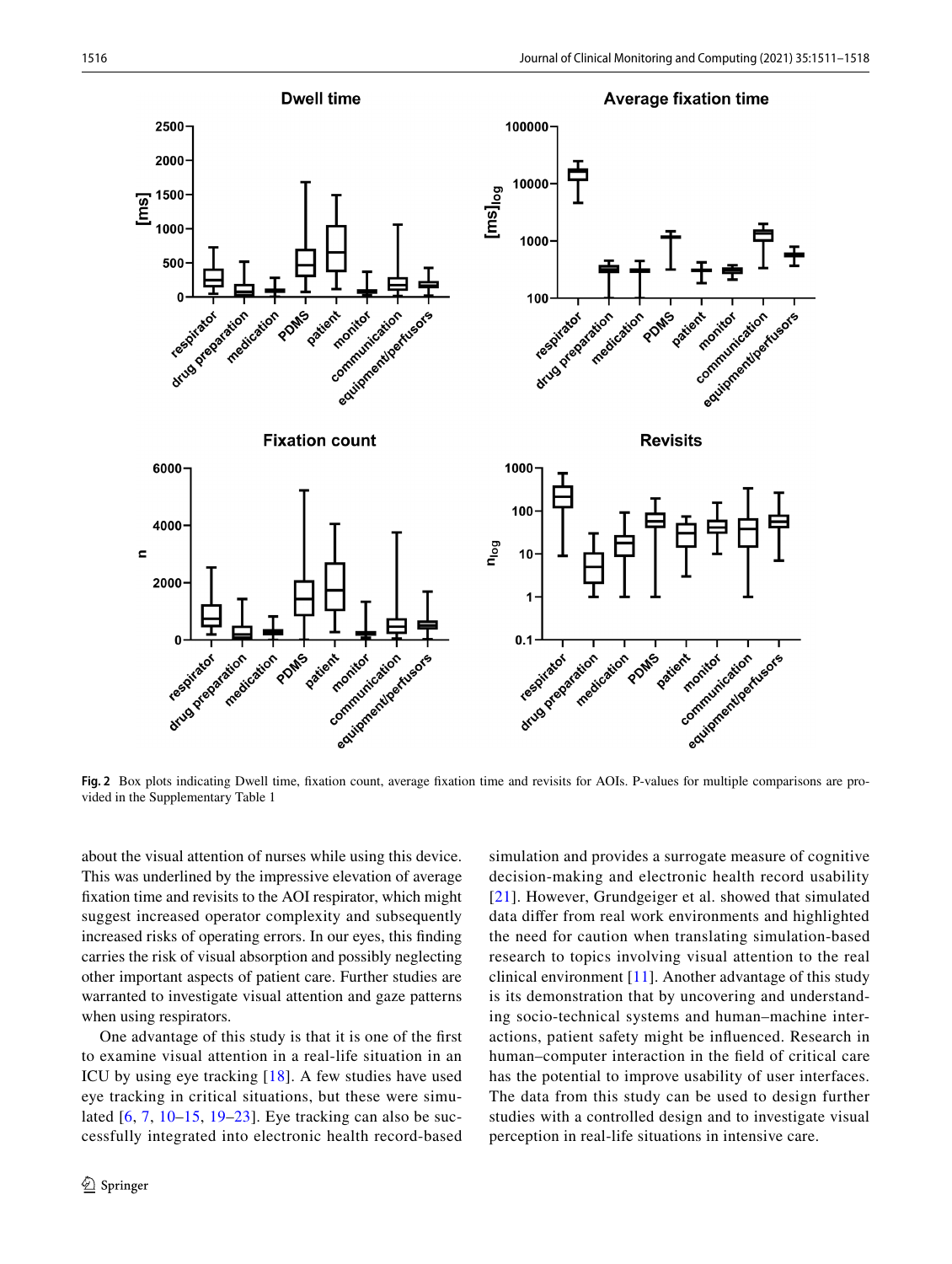Fig. 2 Box plots indicating Dwell time, fixation count, average fixation time and revisits for AOIs. P-values for multiple comparisons are provided in the Supplementary Table 1

about the visual attention of nurses while using this device. This was underlined by the impressive elevation of average fixation time and revisits to the AOI respirator, which might suggest increased operator complexity and subsequently increased risks of operating errors. In our eyes, this finding carries the risk of visual absorption and possibly neglecting other important aspects of patient care. Further studies are warranted to investigate visual attention and gaze patterns when using respirators.

One advantage of this study is that it is one of the first to examine visual attention in a real-life situation in an ICU by using eye tracking [18]. A few studies have used eye tracking in critical situations, but these were simulated [6, 7, 10–15, 19–23]. Eye tracking can also be successfully integrated into electronic health record-based simulation and provides a surrogate measure of cognitive decision-making and electronic health record usability [21]. However, Grundgeiger et al. showed that simulated data differ from real work environments and highlighted the need for caution when translating simulation-based research to topics involving visual attention to the real clinical environment [11]. Another advantage of this study is its demonstration that by uncovering and understanding socio-technical systems and human–machine interactions, patient safety might be influenced. Research in human–computer interaction in the field of critical care has the potential to improve usability of user interfaces. The data from this study can be used to design further studies with a controlled design and to investigate visual perception in real-life situations in intensive care.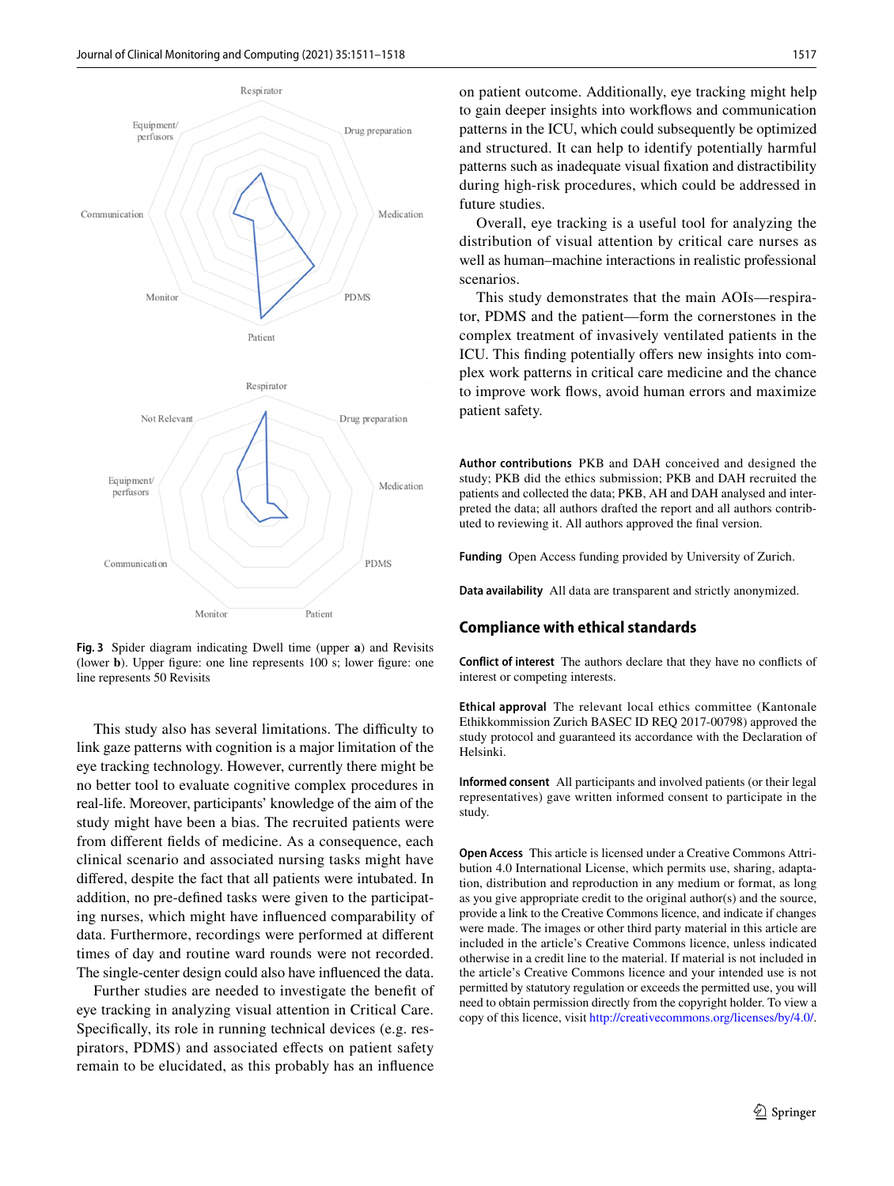Fig. 3 Spider diagram indicating Dwell time (upper **a**) and Revisits (lower **b**). Upper figure: one line represents 100 s; lower figure: one line represents 50 Revisits

This study also has several limitations. The difficulty to link gaze patterns with cognition is a major limitation of the eye tracking technology. However, currently there might be no better tool to evaluate cognitive complex procedures in real-life. Moreover, participants' knowledge of the aim of the study might have been a bias. The recruited patients were from different fields of medicine. As a consequence, each clinical scenario and associated nursing tasks might have differed, despite the fact that all patients were intubated. In addition, no pre-defined tasks were given to the participating nurses, which might have influenced comparability of data. Furthermore, recordings were performed at different times of day and routine ward rounds were not recorded. The single-center design could also have influenced the data.

Further studies are needed to investigate the benefit of eye tracking in analyzing visual attention in Critical Care. Specifically, its role in running technical devices (e.g. respirators, PDMS) and associated effects on patient safety remain to be elucidated, as this probably has an influence on patient outcome. Additionally, eye tracking might help to gain deeper insights into workflows and communication patterns in the ICU, which could subsequently be optimized and structured. It can help to identify potentially harmful patterns such as inadequate visual fixation and distractibility during high-risk procedures, which could be addressed in future studies.

Overall, eye tracking is a useful tool for analyzing the distribution of visual attention by critical care nurses as well as human–machine interactions in realistic professional scenarios.

This study demonstrates that the main AOIs—respirator, PDMS and the patient—form the cornerstones in the complex treatment of invasively ventilated patients in the ICU. This finding potentially offers new insights into complex work patterns in critical care medicine and the chance to improve work flows, avoid human errors and maximize patient safety.

**Author contributions** PKB and DAH conceived and designed the study; PKB did the ethics submission; PKB and DAH recruited the patients and collected the data; PKB, AH and DAH analysed and interpreted the data; all authors drafted the report and all authors contributed to reviewing it. All authors approved the final version.

**Funding** Open Access funding provided by University of Zurich.

**Data availability** All data are transparent and strictly anonymized.

## Compliance with ethical standards

**Conflict of interest** The authors declare that they have no conflicts of interest or competing interests.

**Ethical approval** The relevant local ethics committee (Kantonale Ethikkommission Zurich BASEC ID REQ 2017-00798) approved the study protocol and guaranteed its accordance with the Declaration of Helsinki.

**Informed consent** All participants and involved patients (or their legal representatives) gave written informed consent to participate in the study.

**Open Access** This article is licensed under a Creative Commons Attribution 4.0 International License, which permits use, sharing, adaptation, distribution and reproduction in any medium or format, as long as you give appropriate credit to the original author(s) and the source, provide a link to the Creative Commons licence, and indicate if changes were made. The images or other third party material in this article are included in the article's Creative Commons licence, unless indicated otherwise in a credit line to the material. If material is not included in the article's Creative Commons licence and your intended use is not permitted by statutory regulation or exceeds the permitted use, you will need to obtain permission directly from the copyright holder. To view a copy of this licence, visit http://creativecommons.org/licenses/by/4.0/.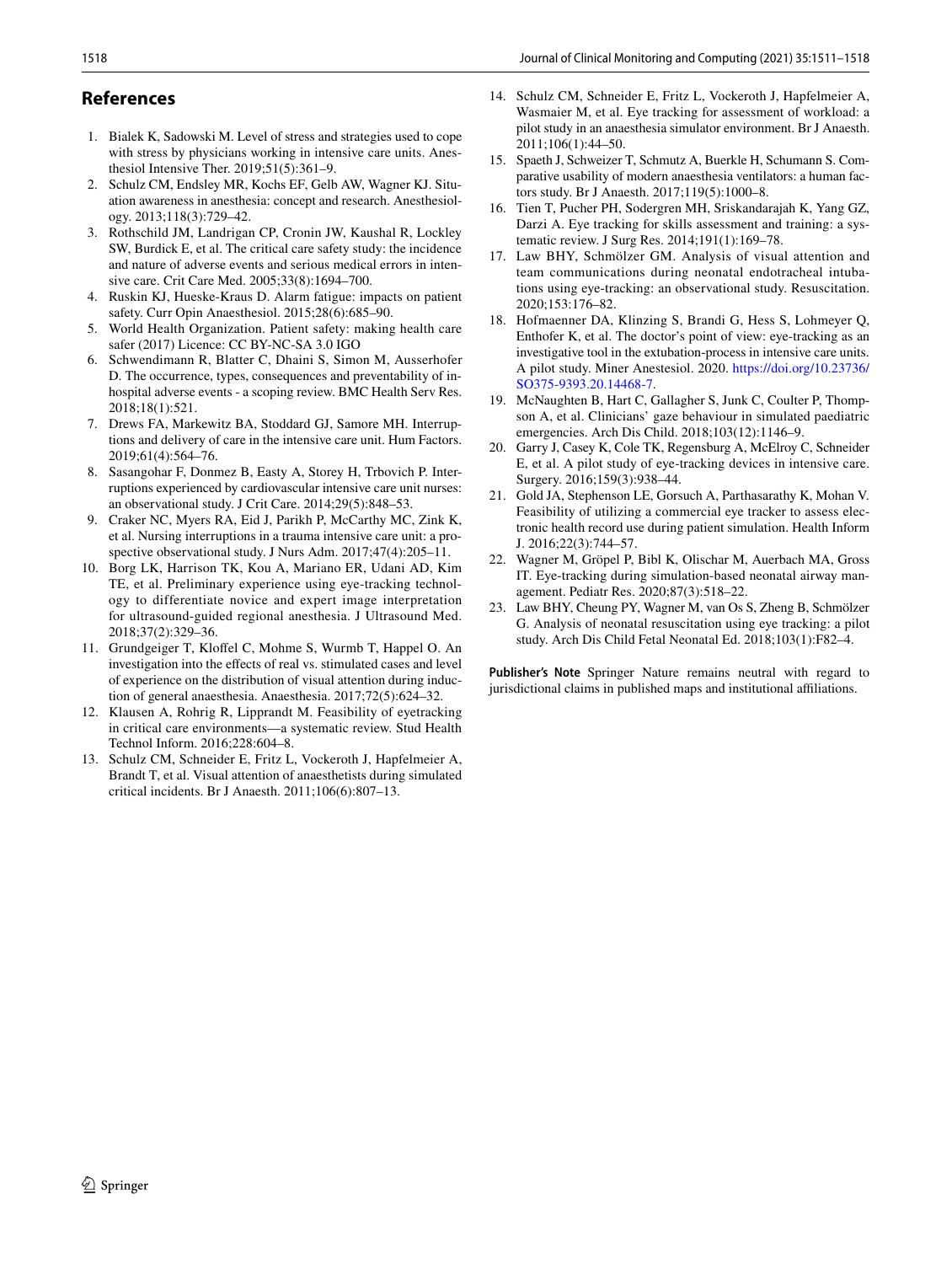## References

1. Bialek K, Sadowski M. Level of stress and strategies used to cope with stress by physicians working in intensive care units. Anesthesiol Intensive Ther. 2019;51(5):361–9.
2. Schulz CM, Endsley MR, Kochs EF, Gelb AW, Wagner KJ. Situation awareness in anesthesia: concept and research. Anesthesiology. 2013;118(3):729–42.
3. Rothschild JM, Landrigan CP, Cronin JW, Kaushal R, Lockley SW, Burdick E, et al. The critical care safety study: the incidence and nature of adverse events and serious medical errors in intensive care. Crit Care Med. 2005;33(8):1694–700.
4. Ruskin KJ, Hueske-Kraus D. Alarm fatigue: impacts on patient safety. Curr Opin Anaesthesiol. 2015;28(6):685–90.
5. World Health Organization. Patient safety: making health care safer (2017) Licence: CC BY-NC-SA 3.0 IGO
6. Schwendimann R, Blatter C, Dhaini S, Simon M, Ausserhofer D. The occurrence, types, consequences and preventability of in-hospital adverse events - a scoping review. BMC Health Serv Res. 2018;18(1):521.
7. Drews FA, Markewitz BA, Stoddard GJ, Samore MH. Interruptions and delivery of care in the intensive care unit. Hum Factors. 2019;61(4):564–76.
8. Sasangohar F, Donmez B, Easty A, Storey H, Trbovich P. Interruptions experienced by cardiovascular intensive care unit nurses: an observational study. J Crit Care. 2014;29(5):848–53.
9. Craker NC, Myers RA, Eid J, Parikh P, McCarthy MC, Zink K, et al. Nursing interruptions in a trauma intensive care unit: a prospective observational study. J Nurs Adm. 2017;47(4):205–11.
10. Borg LK, Harrison TK, Kou A, Mariano ER, Udani AD, Kim TE, et al. Preliminary experience using eye-tracking technology to differentiate novice and expert image interpretation for ultrasound-guided regional anesthesia. J Ultrasound Med. 2018;37(2):329–36.
11. Grundgeiger T, Kloffel C, Mohme S, Wurmb T, Happel O. An investigation into the effects of real vs. stimulated cases and level of experience on the distribution of visual attention during induction of general anaesthesia. Anaesthesia. 2017;72(5):624–32.
12. Klausen A, Rohrig R, Lipprandt M. Feasibility of eyetracking in critical care environments—a systematic review. Stud Health Technol Inform. 2016;228:604–8.
13. Schulz CM, Schneider E, Fritz L, Vockeroth J, Hapfelmeier A, Brandt T, et al. Visual attention of anaesthetists during simulated critical incidents. Br J Anaesth. 2011;106(6):807–13.
14. Schulz CM, Schneider E, Fritz L, Vockeroth J, Hapfelmeier A, Wasmaier M, et al. Eye tracking for assessment of workload: a pilot study in an anaesthesia simulator environment. Br J Anaesth. 2011;106(1):44–50.
15. Spaeth J, Schweizer T, Schmutz A, Buerkle H, Schumann S. Comparative usability of modern anaesthesia ventilators: a human factors study. Br J Anaesth. 2017;119(5):1000–8.
16. Tien T, Pucher PH, Sodergren MH, Sriskandarajah K, Yang GZ, Darzi A. Eye tracking for skills assessment and training: a systematic review. J Surg Res. 2014;191(1):169–78.
17. Law BHY, Schmölzer GM. Analysis of visual attention and team communications during neonatal endotracheal intubations using eye-tracking: an observational study. Resuscitation. 2020;153:176–82.
18. Hofmaenner DA, Klinzing S, Brandi G, Hess S, Lohmeyer Q, Enthofer K, et al. The doctor's point of view: eye-tracking as an investigative tool in the extubation-process in intensive care units. A pilot study. Miner Anestesiol. 2020. https://doi.org/10.23736/SO375-9393.20.14468-7.
19. McNaughten B, Hart C, Gallagher S, Junk C, Coulter P, Thompson A, et al. Clinicians' gaze behaviour in simulated paediatric emergencies. Arch Dis Child. 2018;103(12):1146–9.
20. Garry J, Casey K, Cole TK, Regensburg A, McElroy C, Schneider E, et al. A pilot study of eye-tracking devices in intensive care. Surgery. 2016;159(3):938–44.
21. Gold JA, Stephenson LE, Gorsuch A, Parthasarathy K, Mohan V. Feasibility of utilizing a commercial eye tracker to assess electronic health record use during patient simulation. Health Inform J. 2016;22(3):744–57.
22. Wagner M, Gröpel P, Bibl K, Olischar M, Auerbach MA, Gross IT. Eye-tracking during simulation-based neonatal airway management. Pediatr Res. 2020;87(3):518–22.
23. Law BHY, Cheung PY, Wagner M, van Os S, Zheng B, Schmölzer G. Analysis of neonatal resuscitation using eye tracking: a pilot study. Arch Dis Child Fetal Neonatal Ed. 2018;103(1):F82–4.

**Publisher's Note** Springer Nature remains neutral with regard to jurisdictional claims in published maps and institutional affiliations.